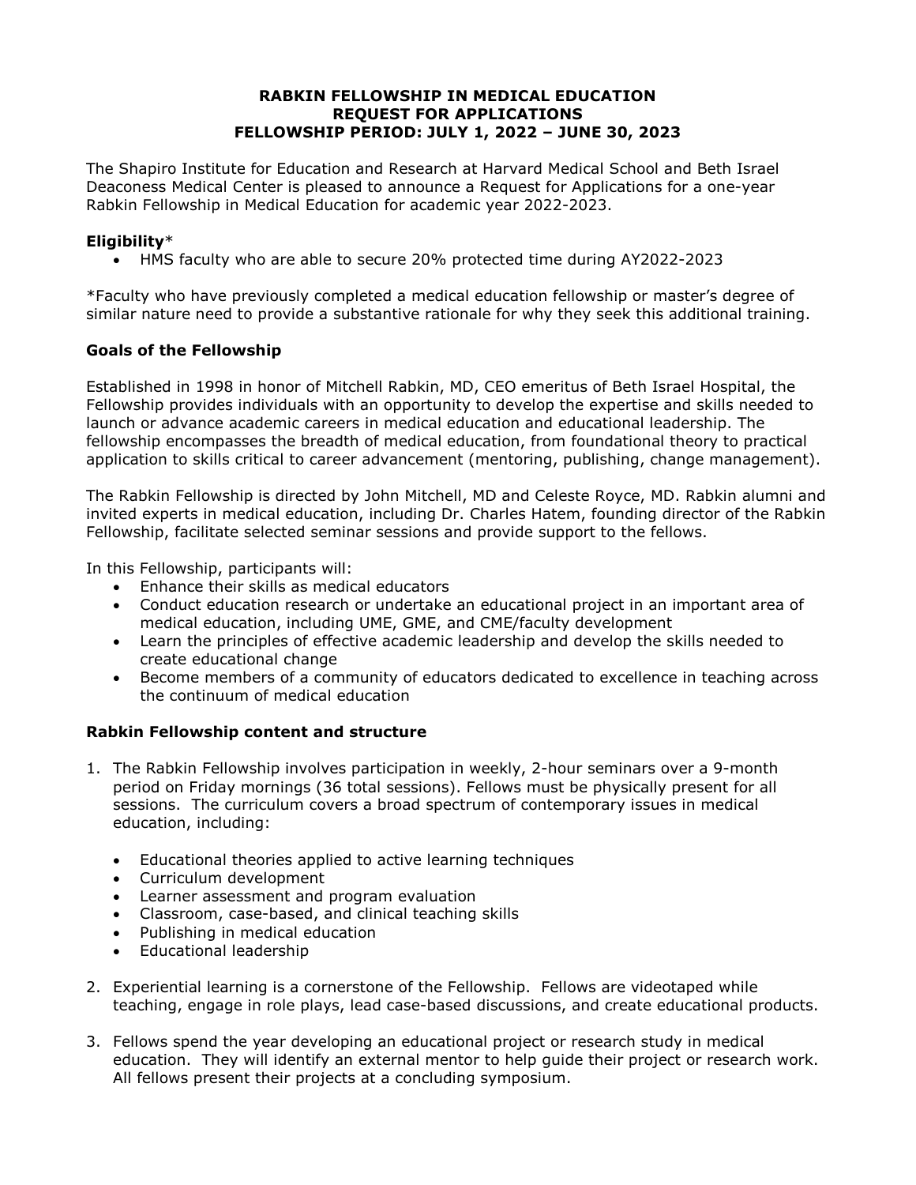# RABKIN FELLOWSHIP IN MEDICAL EDUCATION
## REQUEST FOR APPLICATIONS
## FELLOWSHIP PERIOD: JULY 1, 2022 – JUNE 30, 2023

The Shapiro Institute for Education and Research at Harvard Medical School and Beth Israel Deaconess Medical Center is pleased to announce a Request for Applications for a one-year Rabkin Fellowship in Medical Education for academic year 2022-2023.

**Eligibility***

- HMS faculty who are able to secure 20% protected time during AY2022-2023

*Faculty who have previously completed a medical education fellowship or master's degree of similar nature need to provide a substantive rationale for why they seek this additional training.

**Goals of the Fellowship**

Established in 1998 in honor of Mitchell Rabkin, MD, CEO emeritus of Beth Israel Hospital, the Fellowship provides individuals with an opportunity to develop the expertise and skills needed to launch or advance academic careers in medical education and educational leadership. The fellowship encompasses the breadth of medical education, from foundational theory to practical application to skills critical to career advancement (mentoring, publishing, change management).

The Rabkin Fellowship is directed by John Mitchell, MD and Celeste Royce, MD. Rabkin alumni and invited experts in medical education, including Dr. Charles Hatem, founding director of the Rabkin Fellowship, facilitate selected seminar sessions and provide support to the fellows.

In this Fellowship, participants will:

- Enhance their skills as medical educators
- Conduct education research or undertake an educational project in an important area of medical education, including UME, GME, and CME/faculty development
- Learn the principles of effective academic leadership and develop the skills needed to create educational change
- Become members of a community of educators dedicated to excellence in teaching across the continuum of medical education

**Rabkin Fellowship content and structure**

1. The Rabkin Fellowship involves participation in weekly, 2-hour seminars over a 9-month period on Friday mornings (36 total sessions). Fellows must be physically present for all sessions. The curriculum covers a broad spectrum of contemporary issues in medical education, including:

    - Educational theories applied to active learning techniques
    - Curriculum development
    - Learner assessment and program evaluation
    - Classroom, case-based, and clinical teaching skills
    - Publishing in medical education
    - Educational leadership

2. Experiential learning is a cornerstone of the Fellowship. Fellows are videotaped while teaching, engage in role plays, lead case-based discussions, and create educational products.

3. Fellows spend the year developing an educational project or research study in medical education. They will identify an external mentor to help guide their project or research work. All fellows present their projects at a concluding symposium.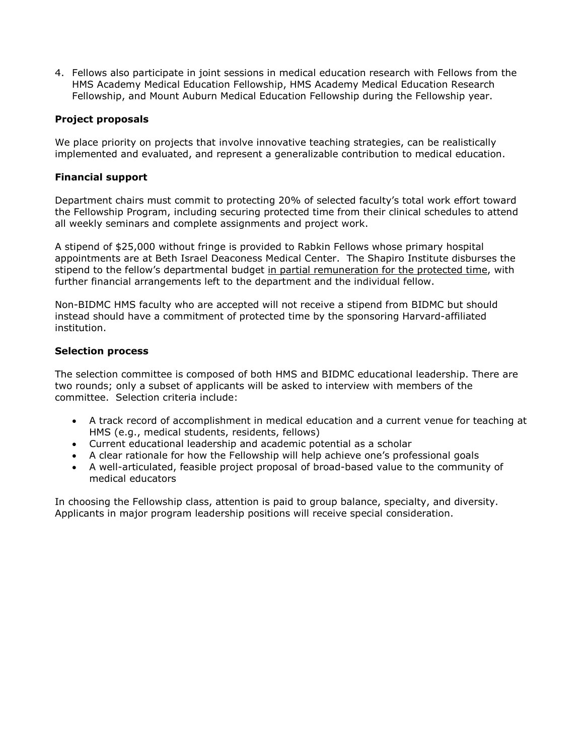4. Fellows also participate in joint sessions in medical education research with Fellows from the HMS Academy Medical Education Fellowship, HMS Academy Medical Education Research Fellowship, and Mount Auburn Medical Education Fellowship during the Fellowship year.

**Project proposals**

We place priority on projects that involve innovative teaching strategies, can be realistically implemented and evaluated, and represent a generalizable contribution to medical education.

**Financial support**

Department chairs must commit to protecting 20% of selected faculty's total work effort toward the Fellowship Program, including securing protected time from their clinical schedules to attend all weekly seminars and complete assignments and project work.

A stipend of $25,000 without fringe is provided to Rabkin Fellows whose primary hospital appointments are at Beth Israel Deaconess Medical Center. The Shapiro Institute disburses the stipend to the fellow's departmental budget <u>in partial remuneration for the protected time</u>, with further financial arrangements left to the department and the individual fellow.

Non-BIDMC HMS faculty who are accepted will not receive a stipend from BIDMC but should instead should have a commitment of protected time by the sponsoring Harvard-affiliated institution.

**Selection process**

The selection committee is composed of both HMS and BIDMC educational leadership. There are two rounds; only a subset of applicants will be asked to interview with members of the committee. Selection criteria include:

- A track record of accomplishment in medical education and a current venue for teaching at HMS (e.g., medical students, residents, fellows)
- Current educational leadership and academic potential as a scholar
- A clear rationale for how the Fellowship will help achieve one's professional goals
- A well-articulated, feasible project proposal of broad-based value to the community of medical educators

In choosing the Fellowship class, attention is paid to group balance, specialty, and diversity. Applicants in major program leadership positions will receive special consideration.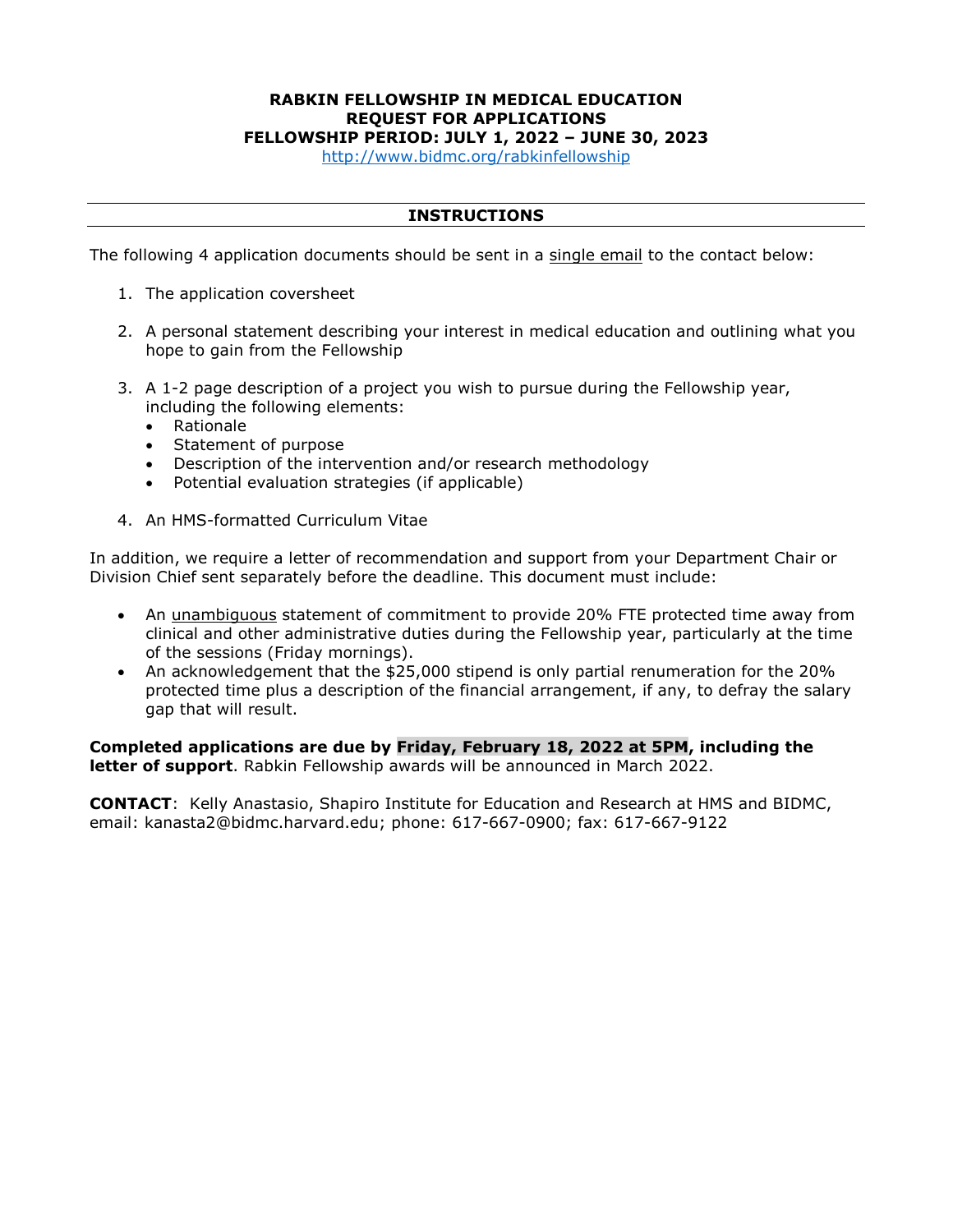**RABKIN FELLOWSHIP IN MEDICAL EDUCATION**
**REQUEST FOR APPLICATIONS**
**FELLOWSHIP PERIOD: JULY 1, 2022 – JUNE 30, 2023**
http://www.bidmc.org/rabkinfellowship

---

**INSTRUCTIONS**

---

The following 4 application documents should be sent in a single email to the contact below:

1. The application coversheet
2. A personal statement describing your interest in medical education and outlining what you hope to gain from the Fellowship
3. A 1-2 page description of a project you wish to pursue during the Fellowship year, including the following elements:
   - Rationale
   - Statement of purpose
   - Description of the intervention and/or research methodology
   - Potential evaluation strategies (if applicable)
4. An HMS-formatted Curriculum Vitae

In addition, we require a letter of recommendation and support from your Department Chair or Division Chief sent separately before the deadline. This document must include:

- An unambiguous statement of commitment to provide 20% FTE protected time away from clinical and other administrative duties during the Fellowship year, particularly at the time of the sessions (Friday mornings).
- An acknowledgement that the $25,000 stipend is only partial renumeration for the 20% protected time plus a description of the financial arrangement, if any, to defray the salary gap that will result.

**Completed applications are due by Friday, February 18, 2022 at 5PM, including the letter of support**. Rabkin Fellowship awards will be announced in March 2022.

**CONTACT**: Kelly Anastasio, Shapiro Institute for Education and Research at HMS and BIDMC, email: kanasta2@bidmc.harvard.edu; phone: 617-667-0900; fax: 617-667-9122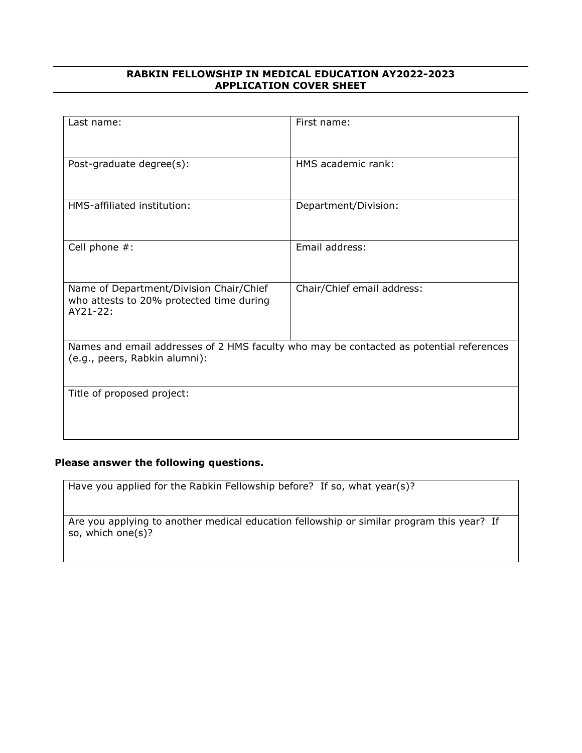## RABKIN FELLOWSHIP IN MEDICAL EDUCATION AY2022-2023
## APPLICATION COVER SHEET

| | |
|---|---|
| Last name: | First name: |
| Post-graduate degree(s): | HMS academic rank: |
| HMS-affiliated institution: | Department/Division: |
| Cell phone #: | Email address: |
| Name of Department/Division Chair/Chief who attests to 20% protected time during AY21-22: | Chair/Chief email address: |
| Names and email addresses of 2 HMS faculty who may be contacted as potential references (e.g., peers, Rabkin alumni): | |
| Title of proposed project: | |

**Please answer the following questions.**

| |
|---|
| Have you applied for the Rabkin Fellowship before? If so, what year(s)? |
| Are you applying to another medical education fellowship or similar program this year? If so, which one(s)? |